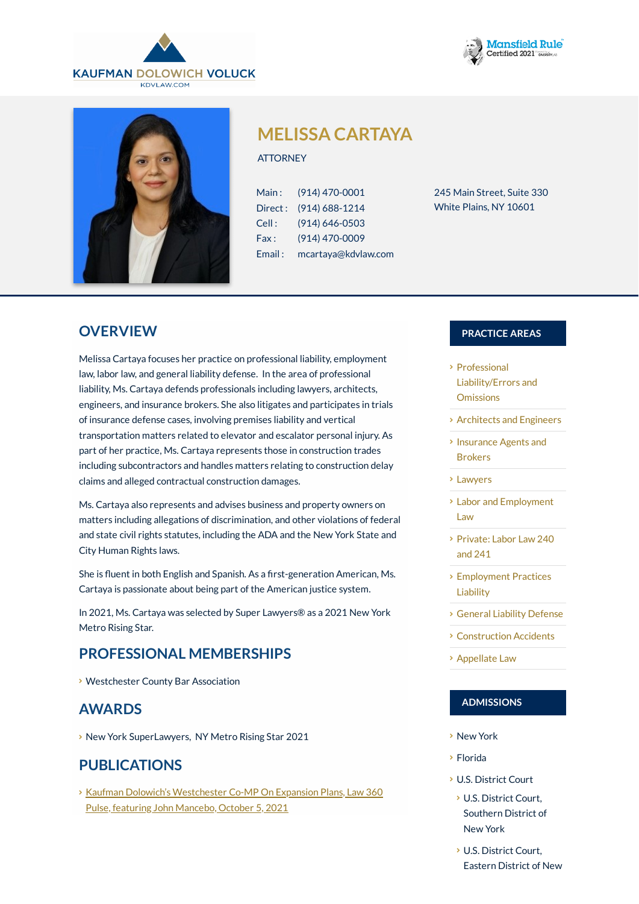KAUFMAN DOLOWICH VOLUCK

KDVLAW.COM

Mansfield Rule Certified 2021

# MELISSA CARTAYA

ATTORNEY

Main : (914) 470-0001
Direct : (914) 688-1214
Cell : (914) 646-0503
Fax : (914) 470-0009
Email : mcartaya@kdvlaw.com

245 Main Street, Suite 330
White Plains, NY 10601

## OVERVIEW

Melissa Cartaya focuses her practice on professional liability, employment law, labor law, and general liability defense. In the area of professional liability, Ms. Cartaya defends professionals including lawyers, architects, engineers, and insurance brokers. She also litigates and participates in trials of insurance defense cases, involving premises liability and vertical transportation matters related to elevator and escalator personal injury. As part of her practice, Ms. Cartaya represents those in construction trades including subcontractors and handles matters relating to construction delay claims and alleged contractual construction damages.

Ms. Cartaya also represents and advises business and property owners on matters including allegations of discrimination, and other violations of federal and state civil rights statutes, including the ADA and the New York State and City Human Rights laws.

She is fluent in both English and Spanish. As a first-generation American, Ms. Cartaya is passionate about being part of the American justice system.

In 2021, Ms. Cartaya was selected by Super Lawyers® as a 2021 New York Metro Rising Star.

## PROFESSIONAL MEMBERSHIPS

- Westchester County Bar Association

## AWARDS

- New York SuperLawyers, NY Metro Rising Star 2021

## PUBLICATIONS

- Kaufman Dolowich's Westchester Co-MP On Expansion Plans, Law 360 Pulse, featuring John Mancebo, October 5, 2021

## PRACTICE AREAS

- Professional Liability/Errors and Omissions
- Architects and Engineers
- Insurance Agents and Brokers
- Lawyers
- Labor and Employment Law
- Private: Labor Law 240 and 241
- Employment Practices Liability
- General Liability Defense
- Construction Accidents
- Appellate Law

## ADMISSIONS

- New York
- Florida
- U.S. District Court
  - U.S. District Court, Southern District of New York
  - U.S. District Court, Eastern District of New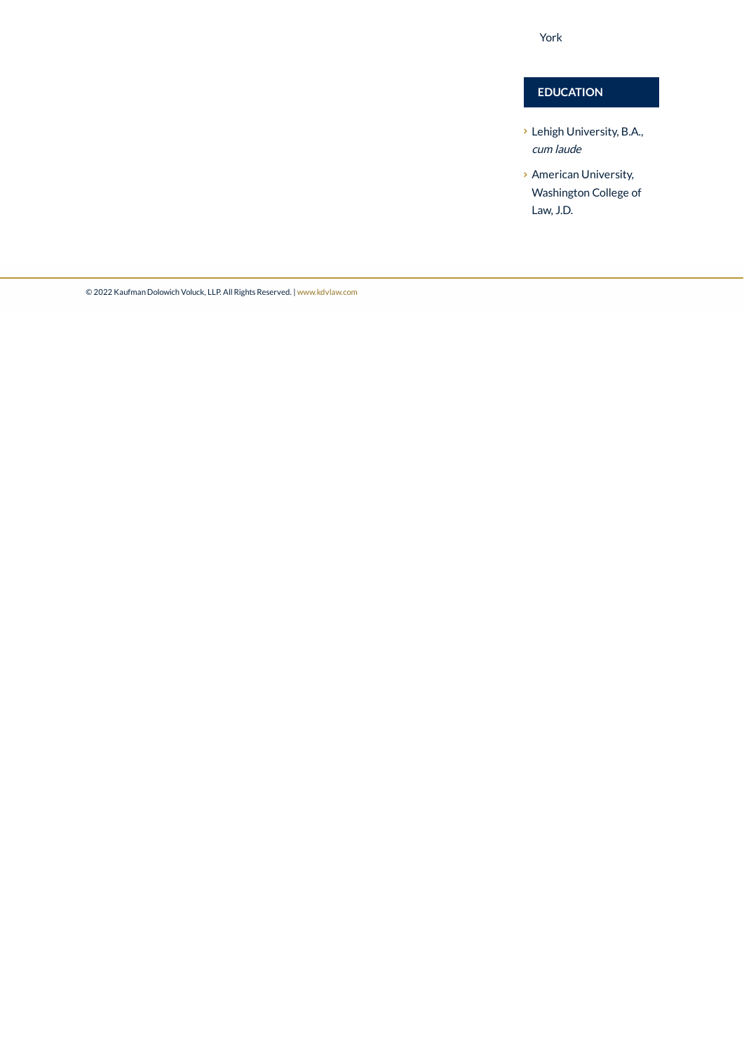York

## EDUCATION

- Lehigh University, B.A., *cum laude*
- American University, Washington College of Law, J.D.

© 2022 Kaufman Dolowich Voluck, LLP. All Rights Reserved. | www.kdvlaw.com